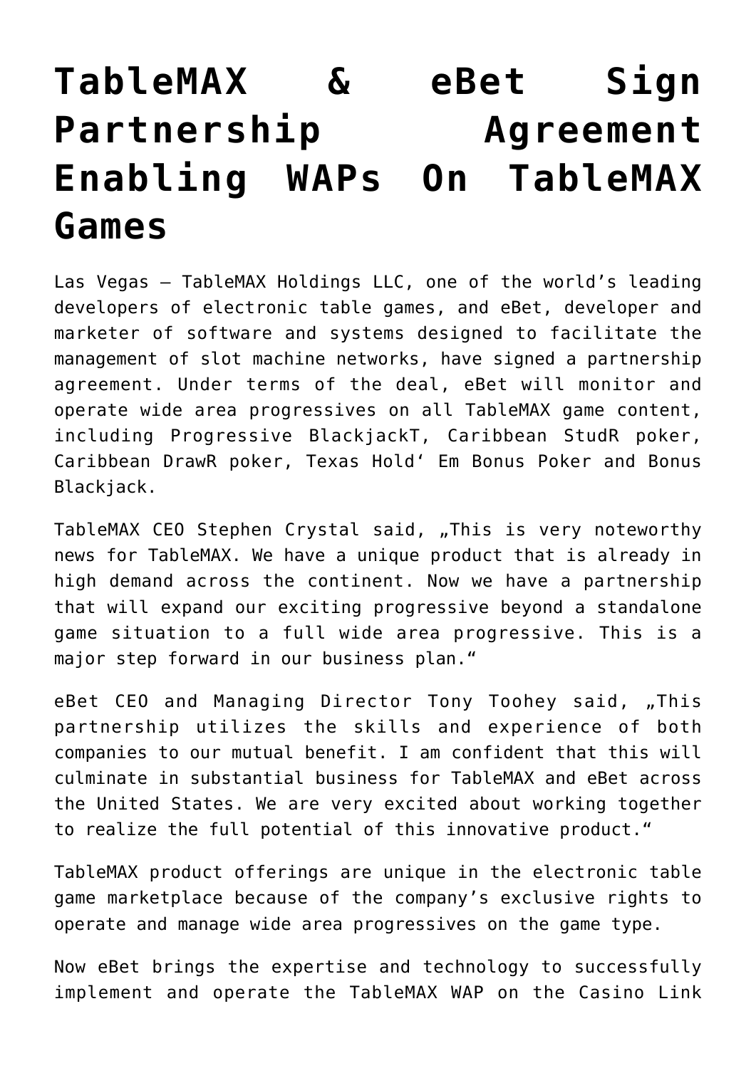# TableMAX & eBet Sign Partnership Agreement Enabling WAPs On TableMAX Games

Las Vegas – TableMAX Holdings LLC, one of the world's leading developers of electronic table games, and eBet, developer and marketer of software and systems designed to facilitate the management of slot machine networks, have signed a partnership agreement. Under terms of the deal, eBet will monitor and operate wide area progressives on all TableMAX game content, including Progressive BlackjackT, Caribbean StudR poker, Caribbean DrawR poker, Texas Hold' Em Bonus Poker and Bonus Blackjack.

TableMAX CEO Stephen Crystal said, „This is very noteworthy news for TableMAX. We have a unique product that is already in high demand across the continent. Now we have a partnership that will expand our exciting progressive beyond a standalone game situation to a full wide area progressive. This is a major step forward in our business plan."

eBet CEO and Managing Director Tony Toohey said, „This partnership utilizes the skills and experience of both companies to our mutual benefit. I am confident that this will culminate in substantial business for TableMAX and eBet across the United States. We are very excited about working together to realize the full potential of this innovative product."

TableMAX product offerings are unique in the electronic table game marketplace because of the company's exclusive rights to operate and manage wide area progressives on the game type.

Now eBet brings the expertise and technology to successfully implement and operate the TableMAX WAP on the Casino Link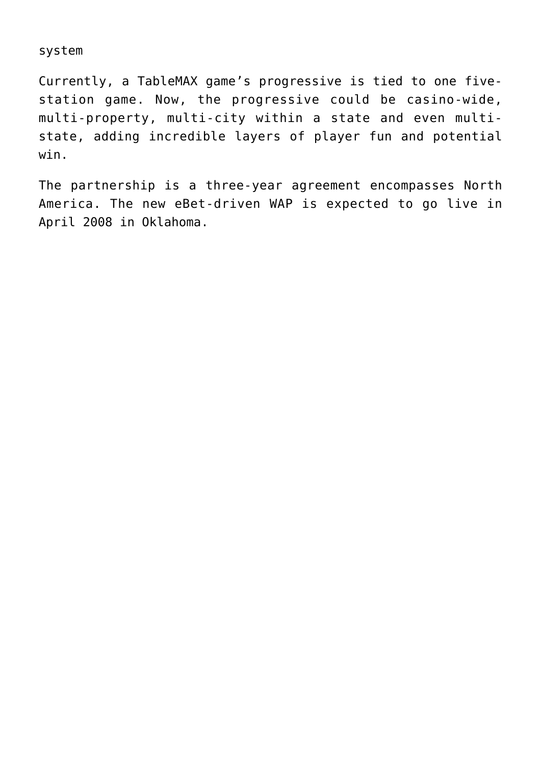system

Currently, a TableMAX game’s progressive is tied to one five-station game. Now, the progressive could be casino-wide, multi-property, multi-city within a state and even multi-state, adding incredible layers of player fun and potential win.

The partnership is a three-year agreement encompasses North America. The new eBet-driven WAP is expected to go live in April 2008 in Oklahoma.